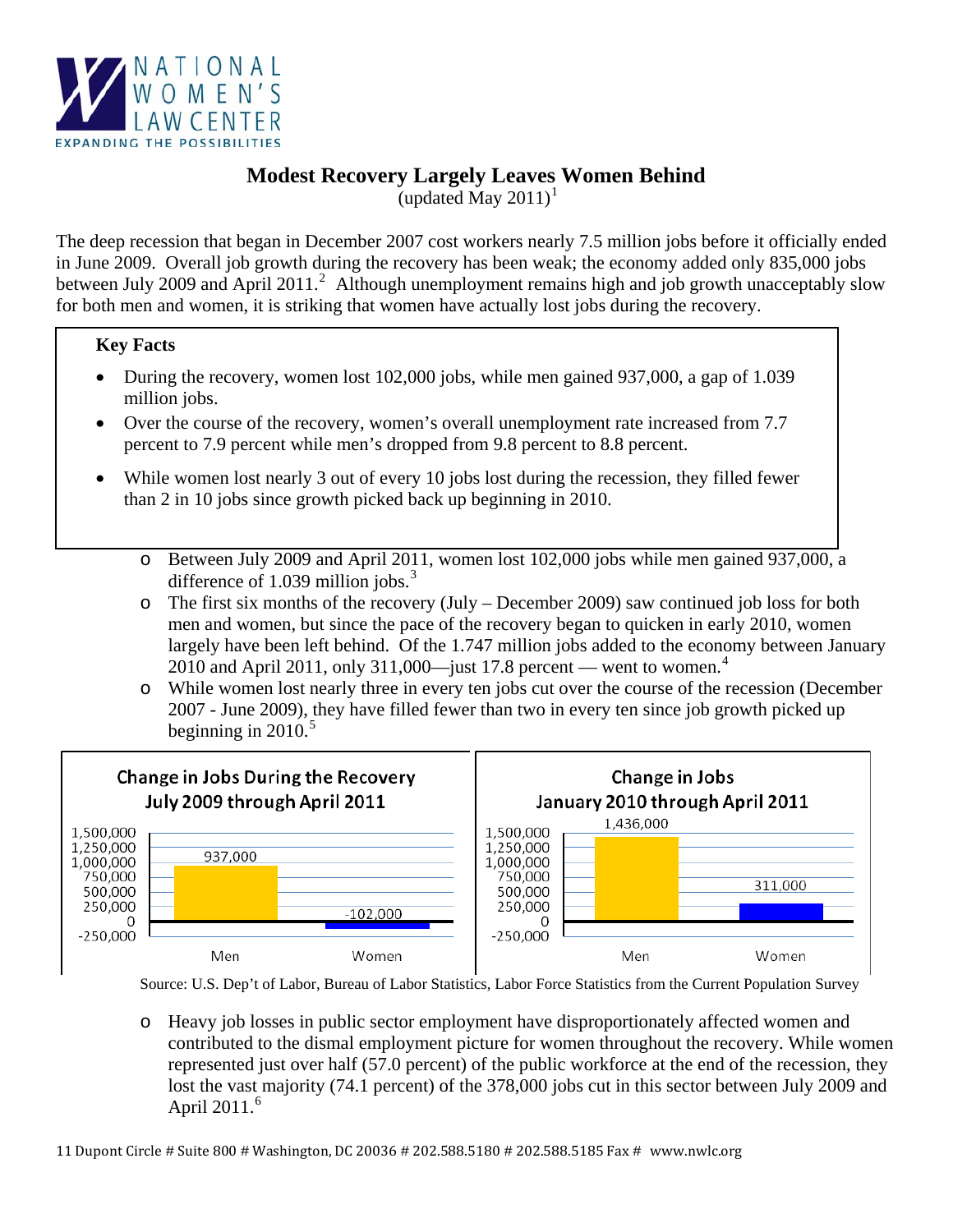NATIONAL WOMEN'S LAW CENTER

EXPANDING THE POSSIBILITIES

# Modest Recovery Largely Leaves Women Behind

(updated May 2011)[1]

The deep recession that began in December 2007 cost workers nearly 7.5 million jobs before it officially ended in June 2009. Overall job growth during the recovery has been weak; the economy added only 835,000 jobs between July 2009 and April 2011.[2] Although unemployment remains high and job growth unacceptably slow for both men and women, it is striking that women have actually lost jobs during the recovery.

**Key Facts**

- During the recovery, women lost 102,000 jobs, while men gained 937,000, a gap of 1.039 million jobs.
- Over the course of the recovery, women's overall unemployment rate increased from 7.7 percent to 7.9 percent while men's dropped from 9.8 percent to 8.8 percent.
- While women lost nearly 3 out of every 10 jobs lost during the recession, they filled fewer than 2 in 10 jobs since growth picked back up beginning in 2010.

  - Between July 2009 and April 2011, women lost 102,000 jobs while men gained 937,000, a difference of 1.039 million jobs.[3]
  - The first six months of the recovery (July – December 2009) saw continued job loss for both men and women, but since the pace of the recovery began to quicken in early 2010, women largely have been left behind. Of the 1.747 million jobs added to the economy between January 2010 and April 2011, only 311,000—just 17.8 percent — went to women.[4]
  - While women lost nearly three in every ten jobs cut over the course of the recession (December 2007 - June 2009), they have filled fewer than two in every ten since job growth picked up beginning in 2010.[5]

**Change in Jobs During the Recovery July 2009 through April 2011**

| | Men | Women |
|---|---|---|
| Change in jobs | 937,000 | -102,000 |

**Change in Jobs January 2010 through April 2011**

| | Men | Women |
|---|---|---|
| Change in jobs | 1,436,000 | 311,000 |

Source: U.S. Dep't of Labor, Bureau of Labor Statistics, Labor Force Statistics from the Current Population Survey

  - Heavy job losses in public sector employment have disproportionately affected women and contributed to the dismal employment picture for women throughout the recovery. While women represented just over half (57.0 percent) of the public workforce at the end of the recession, they lost the vast majority (74.1 percent) of the 378,000 jobs cut in this sector between July 2009 and April 2011.[6]

11 Dupont Circle # Suite 800 # Washington, DC 20036 # 202.588.5180 # 202.588.5185 Fax # www.nwlc.org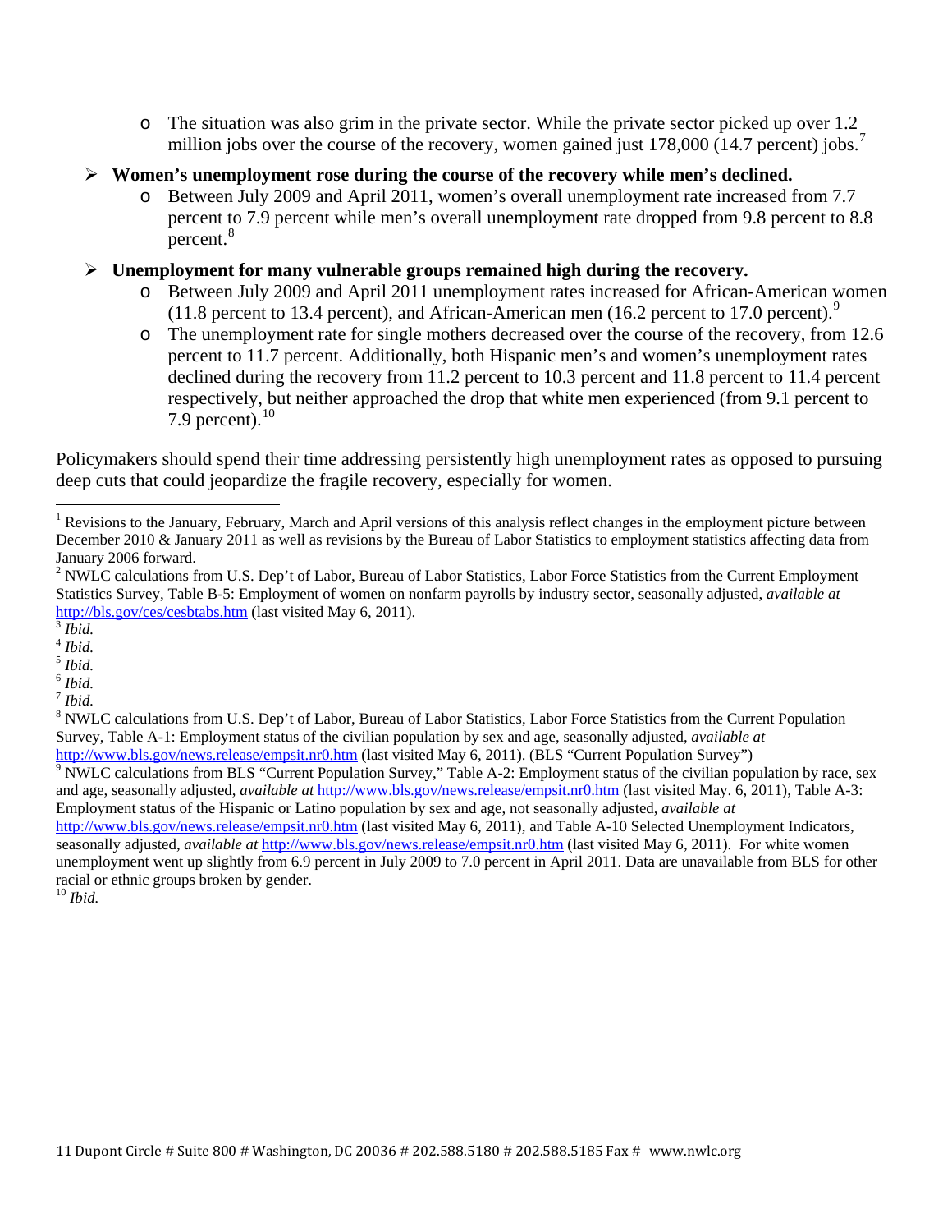- The situation was also grim in the private sector. While the private sector picked up over 1.2 million jobs over the course of the recovery, women gained just 178,000 (14.7 percent) jobs.[7]

- **Women's unemployment rose during the course of the recovery while men's declined.**
  - Between July 2009 and April 2011, women's overall unemployment rate increased from 7.7 percent to 7.9 percent while men's overall unemployment rate dropped from 9.8 percent to 8.8 percent.[8]

- **Unemployment for many vulnerable groups remained high during the recovery.**
  - Between July 2009 and April 2011 unemployment rates increased for African-American women (11.8 percent to 13.4 percent), and African-American men (16.2 percent to 17.0 percent).[9]
  - The unemployment rate for single mothers decreased over the course of the recovery, from 12.6 percent to 11.7 percent. Additionally, both Hispanic men's and women's unemployment rates declined during the recovery from 11.2 percent to 10.3 percent and 11.8 percent to 11.4 percent respectively, but neither approached the drop that white men experienced (from 9.1 percent to 7.9 percent).[10]

Policymakers should spend their time addressing persistently high unemployment rates as opposed to pursuing deep cuts that could jeopardize the fragile recovery, especially for women.

---

[1] Revisions to the January, February, March and April versions of this analysis reflect changes in the employment picture between December 2010 & January 2011 as well as revisions by the Bureau of Labor Statistics to employment statistics affecting data from January 2006 forward.

[2] NWLC calculations from U.S. Dep't of Labor, Bureau of Labor Statistics, Labor Force Statistics from the Current Employment Statistics Survey, Table B-5: Employment of women on nonfarm payrolls by industry sector, seasonally adjusted, *available at* http://bls.gov/ces/cesbtabs.htm (last visited May 6, 2011).

[3] *Ibid.*

[4] *Ibid.*

[5] *Ibid.*

[6] *Ibid.*

[7] *Ibid.*

[8] NWLC calculations from U.S. Dep't of Labor, Bureau of Labor Statistics, Labor Force Statistics from the Current Population Survey, Table A-1: Employment status of the civilian population by sex and age, seasonally adjusted, *available at* http://www.bls.gov/news.release/empsit.nr0.htm (last visited May 6, 2011). (BLS "Current Population Survey")

[9] NWLC calculations from BLS "Current Population Survey," Table A-2: Employment status of the civilian population by race, sex and age, seasonally adjusted, *available at* http://www.bls.gov/news.release/empsit.nr0.htm (last visited May. 6, 2011), Table A-3: Employment status of the Hispanic or Latino population by sex and age, not seasonally adjusted, *available at* http://www.bls.gov/news.release/empsit.nr0.htm (last visited May 6, 2011), and Table A-10 Selected Unemployment Indicators, seasonally adjusted, *available at* http://www.bls.gov/news.release/empsit.nr0.htm (last visited May 6, 2011). For white women unemployment went up slightly from 6.9 percent in July 2009 to 7.0 percent in April 2011. Data are unavailable from BLS for other racial or ethnic groups broken by gender.

[10] *Ibid.*